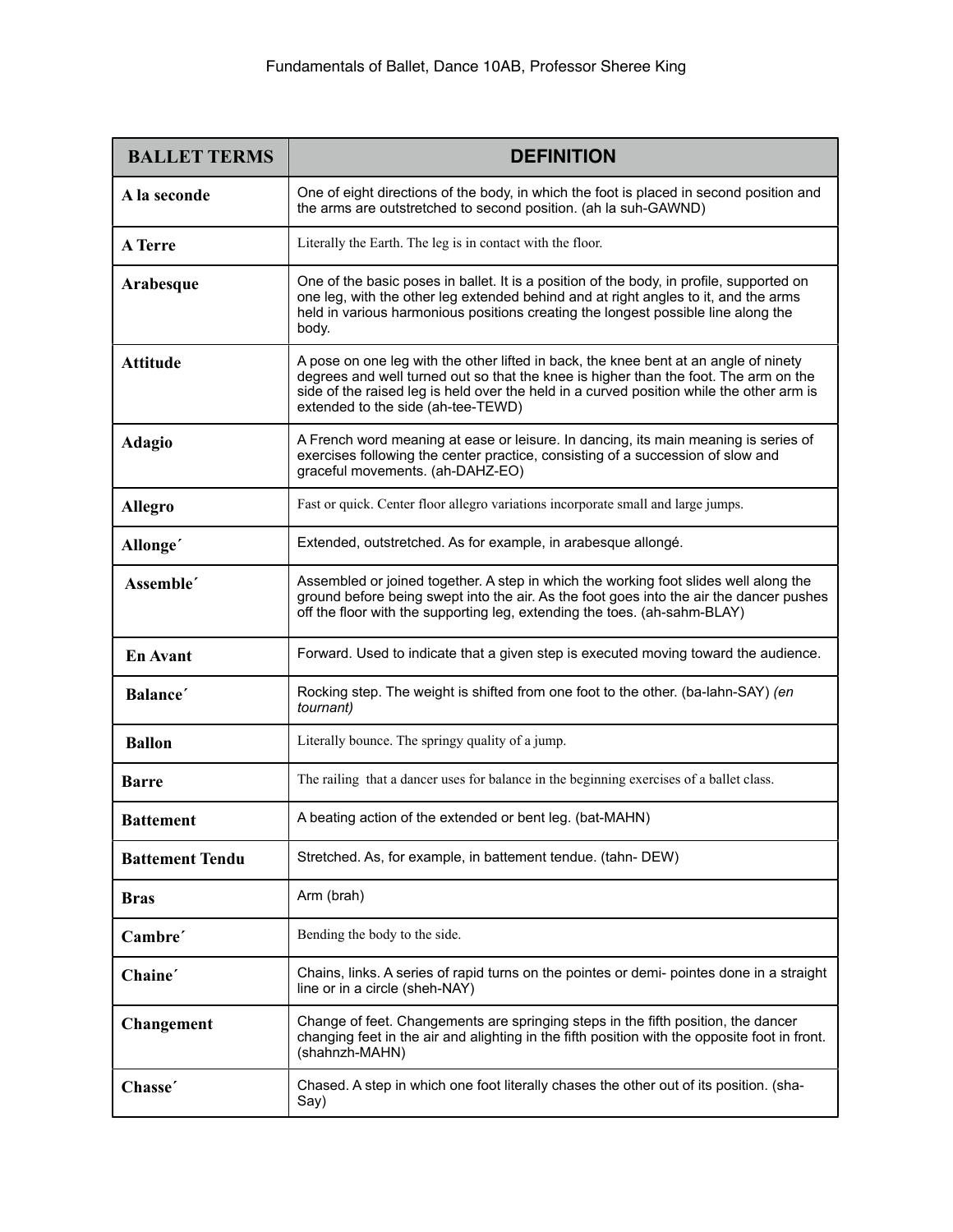| BALLET TERMS | DEFINITION |
|---|---|
| **A la seconde** | One of eight directions of the body, in which the foot is placed in second position and the arms are outstretched to second position. (ah la suh-GAWND) |
| **A Terre** | Literally the Earth. The leg is in contact with the floor. |
| **Arabesque** | One of the basic poses in ballet. It is a position of the body, in profile, supported on one leg, with the other leg extended behind and at right angles to it, and the arms held in various harmonious positions creating the longest possible line along the body. |
| **Attitude** | A pose on one leg with the other lifted in back, the knee bent at an angle of ninety degrees and well turned out so that the knee is higher than the foot. The arm on the side of the raised leg is held over the held in a curved position while the other arm is extended to the side (ah-tee-TEWD) |
| **Adagio** | A French word meaning at ease or leisure. In dancing, its main meaning is series of exercises following the center practice, consisting of a succession of slow and graceful movements. (ah-DAHZ-EO) |
| **Allegro** | Fast or quick. Center floor allegro variations incorporate small and large jumps. |
| **Allonge´** | Extended, outstretched. As for example, in arabesque allongé. |
| **Assemble´** | Assembled or joined together. A step in which the working foot slides well along the ground before being swept into the air. As the foot goes into the air the dancer pushes off the floor with the supporting leg, extending the toes. (ah-sahm-BLAY) |
| **En Avant** | Forward. Used to indicate that a given step is executed moving toward the audience. |
| **Balance´** | Rocking step. The weight is shifted from one foot to the other. (ba-lahn-SAY) *(en tournant)* |
| **Ballon** | Literally bounce. The springy quality of a jump. |
| **Barre** | The railing that a dancer uses for balance in the beginning exercises of a ballet class. |
| **Battement** | A beating action of the extended or bent leg. (bat-MAHN) |
| **Battement Tendu** | Stretched. As, for example, in battement tendue. (tahn- DEW) |
| **Bras** | Arm (brah) |
| **Cambre´** | Bending the body to the side. |
| **Chaine´** | Chains, links. A series of rapid turns on the pointes or demi- pointes done in a straight line or in a circle (sheh-NAY) |
| **Changement** | Change of feet. Changements are springing steps in the fifth position, the dancer changing feet in the air and alighting in the fifth position with the opposite foot in front. (shahnzh-MAHN) |
| **Chasse´** | Chased. A step in which one foot literally chases the other out of its position. (sha-Say) |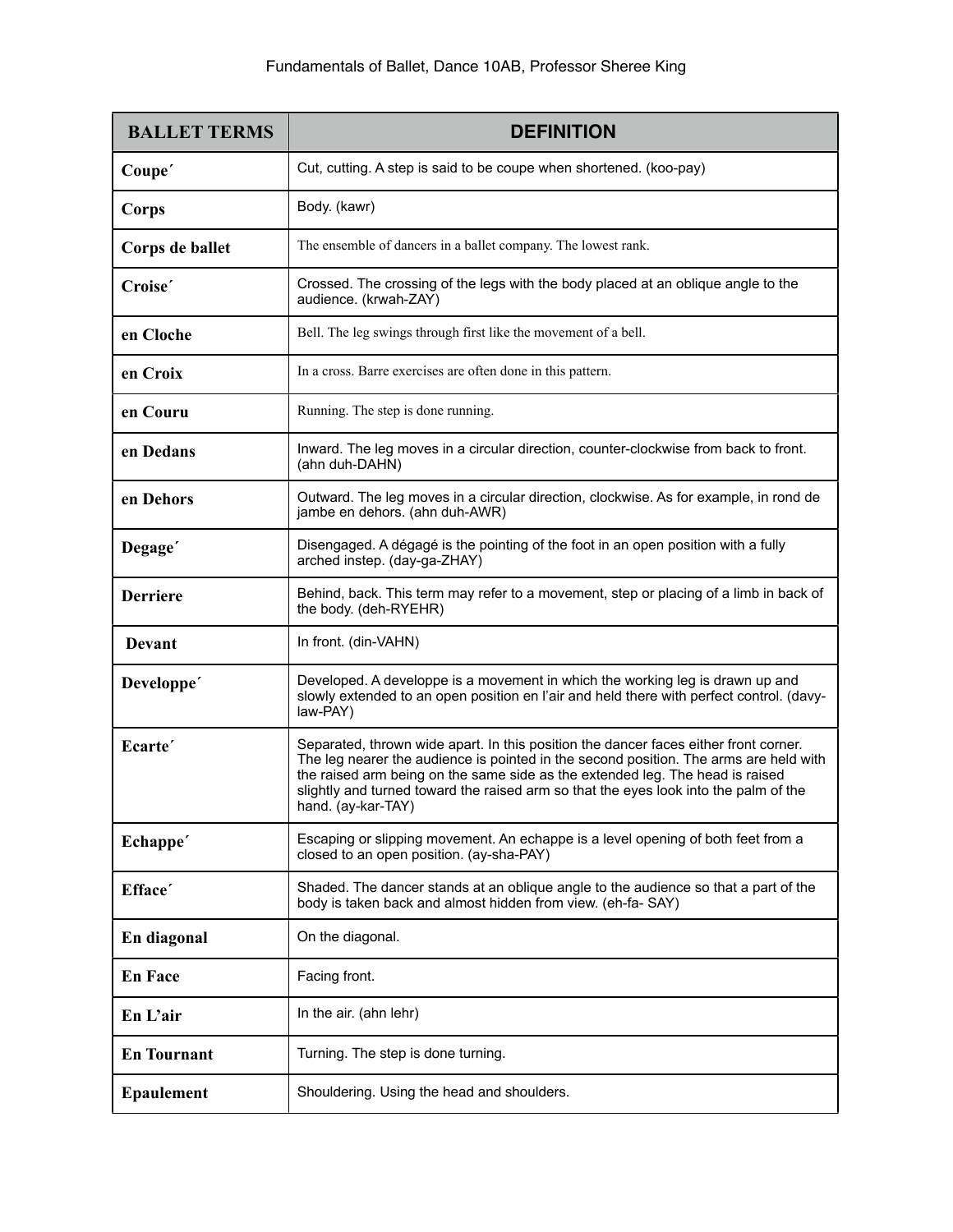| BALLET TERMS | DEFINITION |
| --- | --- |
| **Coupe´** | Cut, cutting. A step is said to be coupe when shortened. (koo-pay) |
| **Corps** | Body. (kawr) |
| **Corps de ballet** | The ensemble of dancers in a ballet company. The lowest rank. |
| **Croise´** | Crossed. The crossing of the legs with the body placed at an oblique angle to the audience. (krwah-ZAY) |
| **en Cloche** | Bell. The leg swings through first like the movement of a bell. |
| **en Croix** | In a cross. Barre exercises are often done in this pattern. |
| **en Couru** | Running. The step is done running. |
| **en Dedans** | Inward. The leg moves in a circular direction, counter-clockwise from back to front. (ahn duh-DAHN) |
| **en Dehors** | Outward. The leg moves in a circular direction, clockwise. As for example, in rond de jambe en dehors. (ahn duh-AWR) |
| **Degage´** | Disengaged. A dégagé is the pointing of the foot in an open position with a fully arched instep. (day-ga-ZHAY) |
| **Derriere** | Behind, back. This term may refer to a movement, step or placing of a limb in back of the body. (deh-RYEHR) |
| **Devant** | In front. (din-VAHN) |
| **Developpe´** | Developed. A developpe is a movement in which the working leg is drawn up and slowly extended to an open position en l'air and held there with perfect control. (davy-law-PAY) |
| **Ecarte´** | Separated, thrown wide apart. In this position the dancer faces either front corner. The leg nearer the audience is pointed in the second position. The arms are held with the raised arm being on the same side as the extended leg. The head is raised slightly and turned toward the raised arm so that the eyes look into the palm of the hand. (ay-kar-TAY) |
| **Echappe´** | Escaping or slipping movement. An echappe is a level opening of both feet from a closed to an open position. (ay-sha-PAY) |
| **Efface´** | Shaded. The dancer stands at an oblique angle to the audience so that a part of the body is taken back and almost hidden from view. (eh-fa- SAY) |
| **En diagonal** | On the diagonal. |
| **En Face** | Facing front. |
| **En L'air** | In the air. (ahn lehr) |
| **En Tournant** | Turning. The step is done turning. |
| **Epaulement** | Shouldering. Using the head and shoulders. |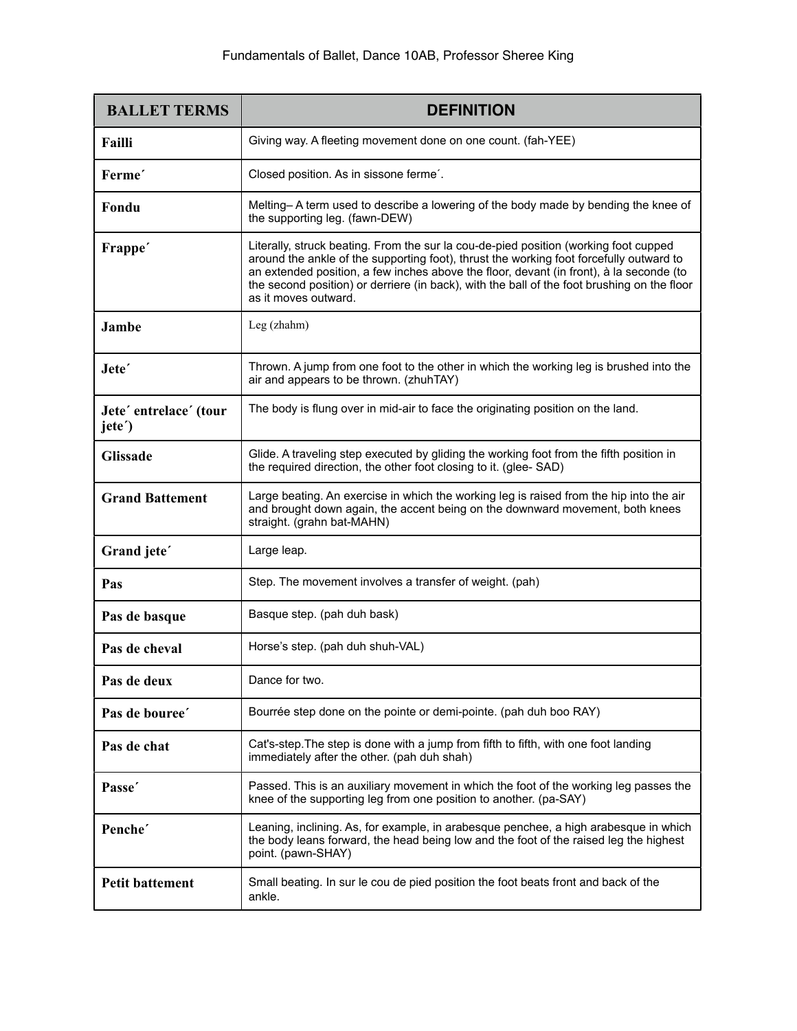| BALLET TERMS | DEFINITION |
| --- | --- |
| **Failli** | Giving way. A fleeting movement done on one count. (fah-YEE) |
| **Ferme´** | Closed position. As in sissone ferme´. |
| **Fondu** | Melting– A term used to describe a lowering of the body made by bending the knee of the supporting leg. (fawn-DEW) |
| **Frappe´** | Literally, struck beating. From the sur la cou-de-pied position (working foot cupped around the ankle of the supporting foot), thrust the working foot forcefully outward to an extended position, a few inches above the floor, devant (in front), à la seconde (to the second position) or derriere (in back), with the ball of the foot brushing on the floor as it moves outward. |
| **Jambe** | Leg (zhahm) |
| **Jete´** | Thrown. A jump from one foot to the other in which the working leg is brushed into the air and appears to be thrown. (zhuhTAY) |
| **Jete´ entrelace´ (tour jete´)** | The body is flung over in mid-air to face the originating position on the land. |
| **Glissade** | Glide. A traveling step executed by gliding the working foot from the fifth position in the required direction, the other foot closing to it. (glee- SAD) |
| **Grand Battement** | Large beating. An exercise in which the working leg is raised from the hip into the air and brought down again, the accent being on the downward movement, both knees straight. (grahn bat-MAHN) |
| **Grand jete´** | Large leap. |
| **Pas** | Step. The movement involves a transfer of weight. (pah) |
| **Pas de basque** | Basque step. (pah duh bask) |
| **Pas de cheval** | Horse's step. (pah duh shuh-VAL) |
| **Pas de deux** | Dance for two. |
| **Pas de bouree´** | Bourrée step done on the pointe or demi-pointe. (pah duh boo RAY) |
| **Pas de chat** | Cat's-step.The step is done with a jump from fifth to fifth, with one foot landing immediately after the other. (pah duh shah) |
| **Passe´** | Passed. This is an auxiliary movement in which the foot of the working leg passes the knee of the supporting leg from one position to another. (pa-SAY) |
| **Penche´** | Leaning, inclining. As, for example, in arabesque penchee, a high arabesque in which the body leans forward, the head being low and the foot of the raised leg the highest point. (pawn-SHAY) |
| **Petit battement** | Small beating. In sur le cou de pied position the foot beats front and back of the ankle. |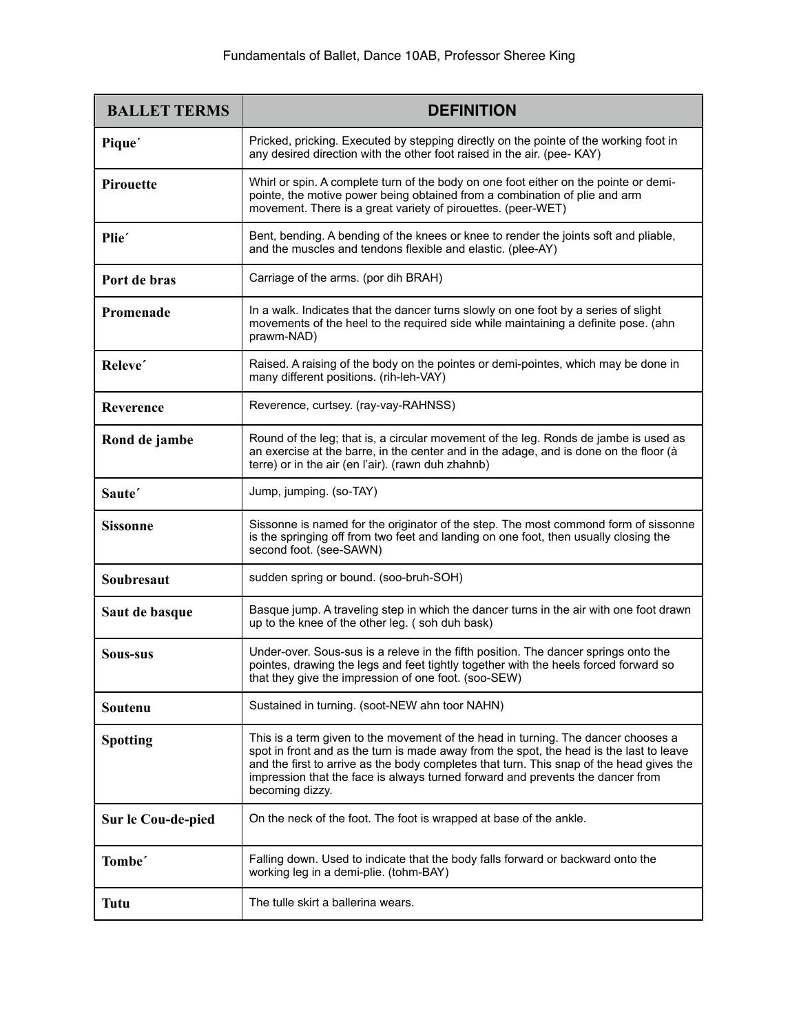| BALLET TERMS | DEFINITION |
|---|---|
| **Pique´** | Pricked, pricking. Executed by stepping directly on the pointe of the working foot in any desired direction with the other foot raised in the air. (pee- KAY) |
| **Pirouette** | Whirl or spin. A complete turn of the body on one foot either on the pointe or demi-pointe, the motive power being obtained from a combination of plie and arm movement. There is a great variety of pirouettes. (peer-WET) |
| **Plie´** | Bent, bending. A bending of the knees or knee to render the joints soft and pliable, and the muscles and tendons flexible and elastic. (plee-AY) |
| **Port de bras** | Carriage of the arms. (por dih BRAH) |
| **Promenade** | In a walk. Indicates that the dancer turns slowly on one foot by a series of slight movements of the heel to the required side while maintaining a definite pose. (ahn prawm-NAD) |
| **Releve´** | Raised. A raising of the body on the pointes or demi-pointes, which may be done in many different positions. (rih-leh-VAY) |
| **Reverence** | Reverence, curtsey. (ray-vay-RAHNSS) |
| **Rond de jambe** | Round of the leg; that is, a circular movement of the leg. Ronds de jambe is used as an exercise at the barre, in the center and in the adage, and is done on the floor (à terre) or in the air (en l'air). (rawn duh zhahnb) |
| **Saute´** | Jump, jumping. (so-TAY) |
| **Sissonne** | Sissonne is named for the originator of the step. The most commond form of sissonne is the springing off from two feet and landing on one foot, then usually closing the second foot. (see-SAWN) |
| **Soubresaut** | sudden spring or bound. (soo-bruh-SOH) |
| **Saut de basque** | Basque jump. A traveling step in which the dancer turns in the air with one foot drawn up to the knee of the other leg. ( soh duh bask) |
| **Sous-sus** | Under-over. Sous-sus is a releve in the fifth position. The dancer springs onto the pointes, drawing the legs and feet tightly together with the heels forced forward so that they give the impression of one foot. (soo-SEW) |
| **Soutenu** | Sustained in turning. (soot-NEW ahn toor NAHN) |
| **Spotting** | This is a term given to the movement of the head in turning. The dancer chooses a spot in front and as the turn is made away from the spot, the head is the last to leave and the first to arrive as the body completes that turn. This snap of the head gives the impression that the face is always turned forward and prevents the dancer from becoming dizzy. |
| **Sur le Cou-de-pied** | On the neck of the foot. The foot is wrapped at base of the ankle. |
| **Tombe´** | Falling down. Used to indicate that the body falls forward or backward onto the working leg in a demi-plie. (tohm-BAY) |
| **Tutu** | The tulle skirt a ballerina wears. |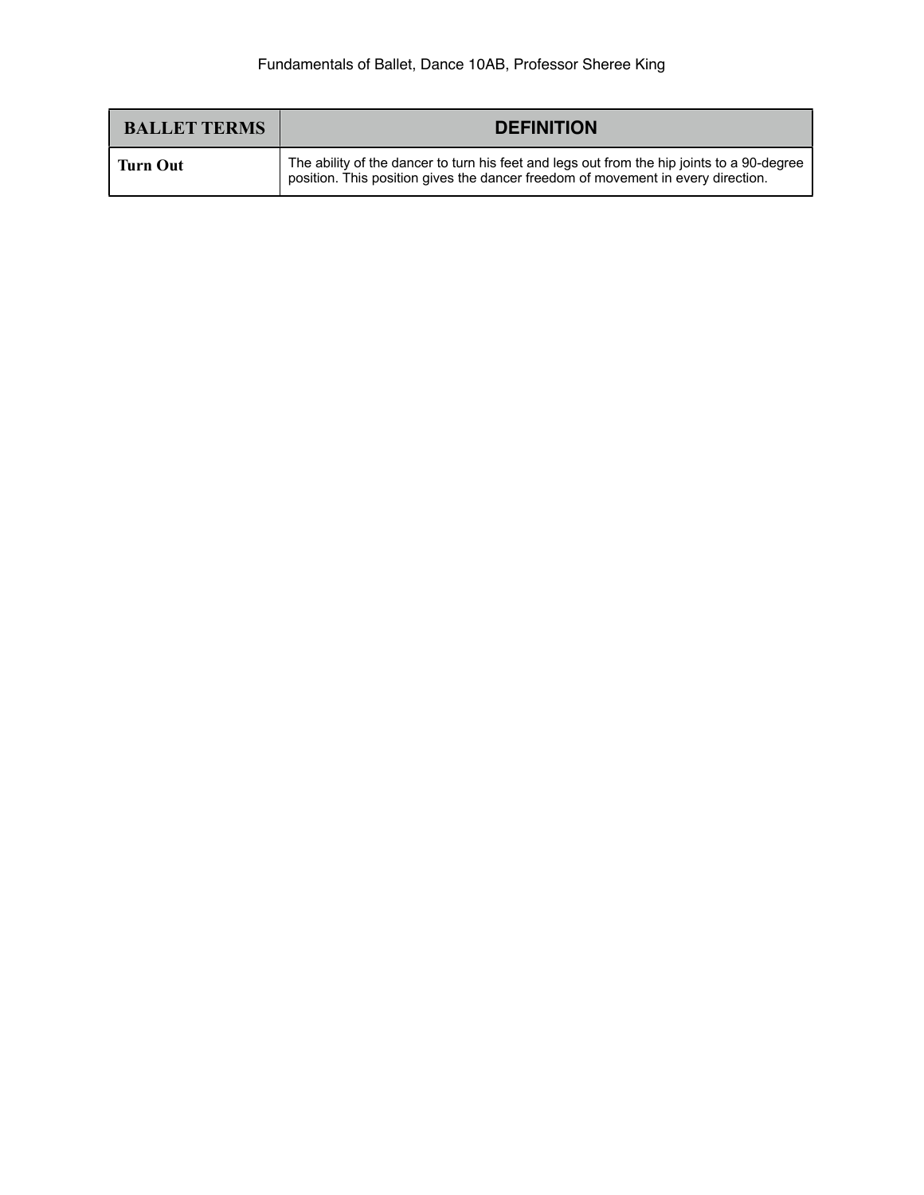| BALLET TERMS | DEFINITION |
|---|---|
| **Turn Out** | The ability of the dancer to turn his feet and legs out from the hip joints to a 90-degree position. This position gives the dancer freedom of movement in every direction. |